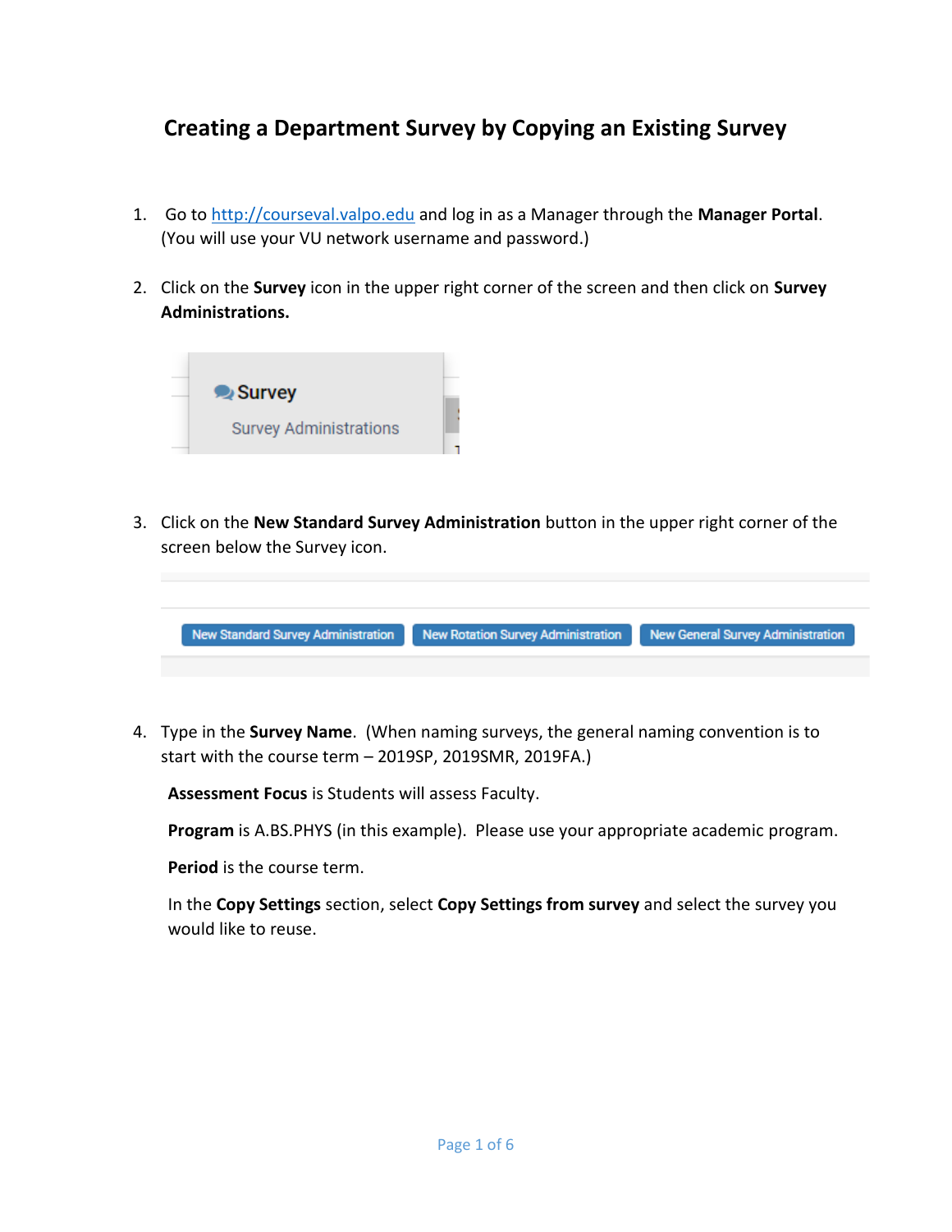# Creating a Department Survey by Copying an Existing Survey

1. Go to [http://courseval.valpo.edu](http://courseval.valpo.edu) and log in as a Manager through the **Manager Portal**. (You will use your VU network username and password.)

2. Click on the **Survey** icon in the upper right corner of the screen and then click on **Survey Administrations.**

3. Click on the **New Standard Survey Administration** button in the upper right corner of the screen below the Survey icon.

4. Type in the **Survey Name**. (When naming surveys, the general naming convention is to start with the course term – 2019SP, 2019SMR, 2019FA.)

   **Assessment Focus** is Students will assess Faculty.

   **Program** is A.BS.PHYS (in this example). Please use your appropriate academic program.

   **Period** is the course term.

   In the **Copy Settings** section, select **Copy Settings from survey** and select the survey you would like to reuse.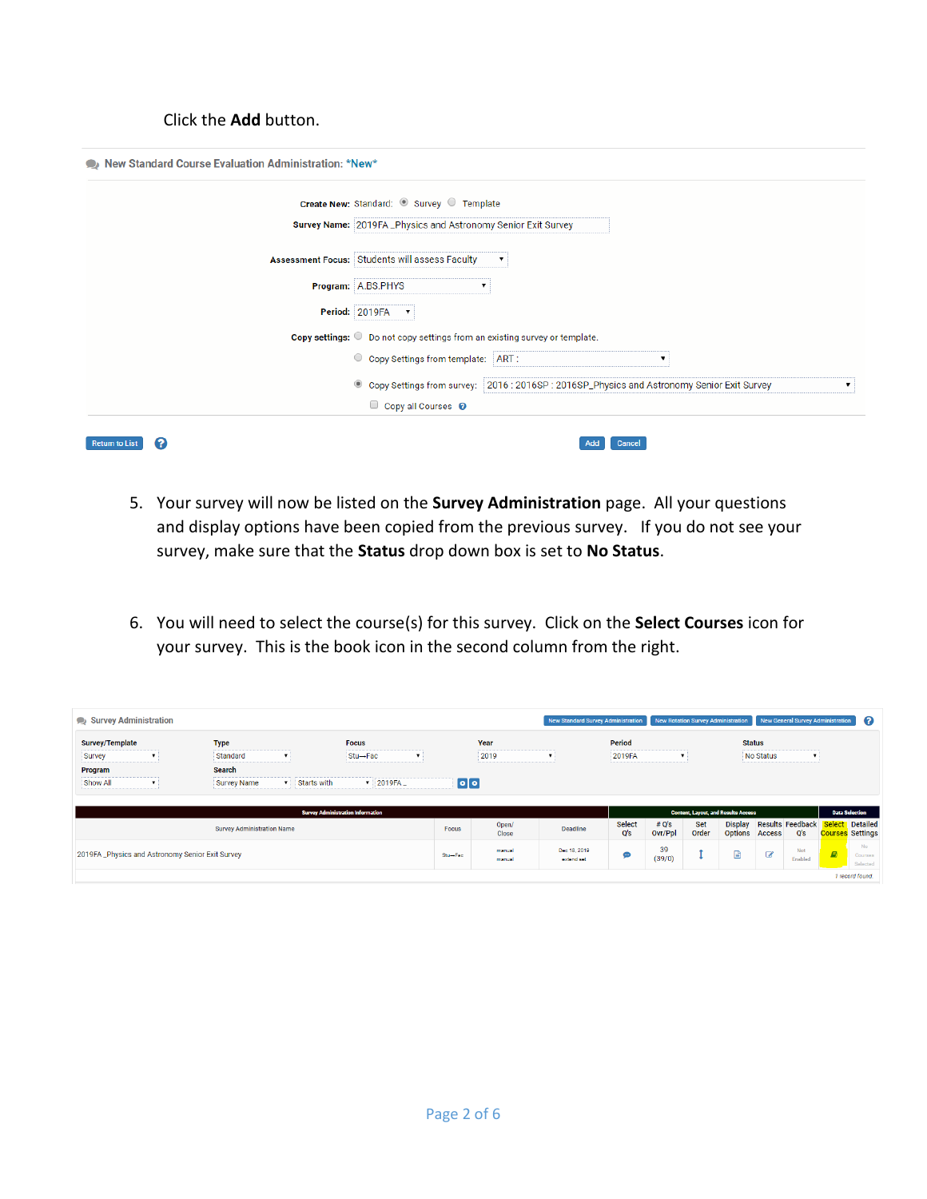Click the **Add** button.

New Standard Course Evaluation Administration: *New*

Create New: Standard: Survey Template

Survey Name: 2019FA _Physics and Astronomy Senior Exit Survey

Assessment Focus: Students will assess Faculty

Program: A.BS.PHYS

Period: 2019FA

Copy settings: Do not copy settings from an existing survey or template.

Copy Settings from template: ART :

Copy Settings from survey: 2016 : 2016SP : 2016SP_Physics and Astronomy Senior Exit Survey

Copy all Courses

Return to List | Add | Cancel

5. Your survey will now be listed on the **Survey Administration** page. All your questions and display options have been copied from the previous survey. If you do not see your survey, make sure that the **Status** drop down box is set to **No Status**.

6. You will need to select the course(s) for this survey. Click on the **Select Courses** icon for your survey. This is the book icon in the second column from the right.

Survey Administration

New Standard Survey Administration | New Rotation Survey Administration | New General Survey Administration

Survey/Template: Survey | Type: Standard | Focus: Stu—Fac | Year: 2019 | Period: 2019FA | Status: No Status

Program: Show All | Search: Survey Name | Starts with | 2019FA_

| Survey Administration Name | Focus | Open/ Close | Deadline | Select Q's | # Q's Ovr/Ppl | Set Order | Display Options | Results Access | Feedback Q's | Select Courses | Detailed Settings |
|---|---|---|---|---|---|---|---|---|---|---|---|
| 2019FA _Physics and Astronomy Senior Exit Survey | Stu—Fac | manual manual | Dec 18, 2019 extend set | | 39 (39/0) | | | | Not Enabled | | No Courses Selected |

1 record found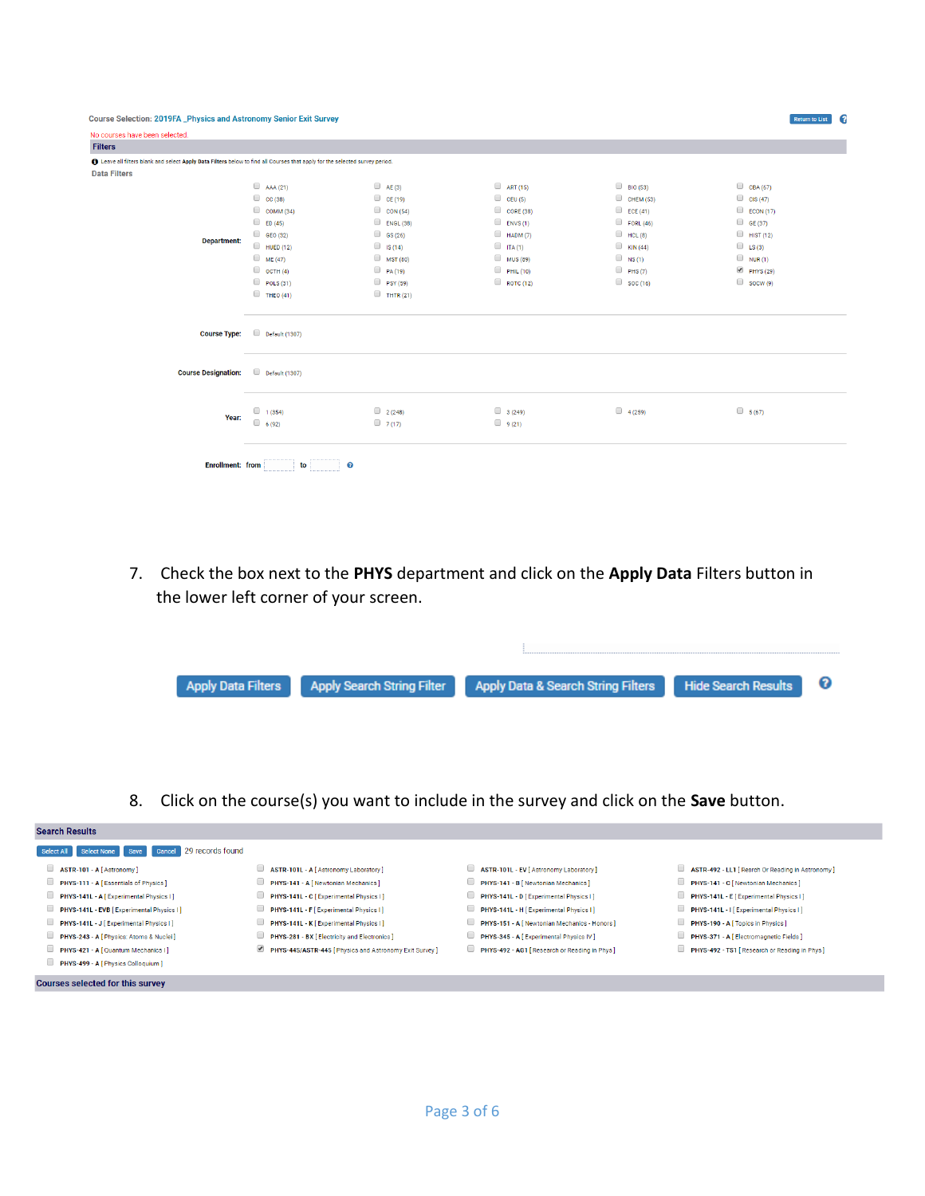Course Selection: 2019FA _Physics and Astronomy Senior Exit Survey

Return to List

No courses have been selected.

**Filters**

Leave all filters blank and select **Apply Data Filters** below to find all Courses that apply for the selected survey period.

**Data Filters**

**Department:**

| | | | | |
|---|---|---|---|---|
| AAA (21) | AE (3) | ART (15) | BIO (53) | CBA (67) |
| CC (38) | CE (19) | CEU (5) | CHEM (53) | CIS (47) |
| COMM (34) | CON (54) | CORE (38) | ECE (41) | ECON (17) |
| ED (45) | ENGL (38) | ENVS (1) | FORL (46) | GE (37) |
| GEO (92) | GS (26) | HADM (7) | HCL (8) | HIST (12) |
| HUED (12) | IS (14) | ITA (1) | KIN (44) | LS (3) |
| ME (47) | MST (80) | MUS (89) | NS (1) | NUR (1) |
| OCTH (4) | PA (19) | PHIL (10) | PHS (7) | PHYS (29) |
| POLS (31) | PSY (59) | ROTC (12) | SOC (16) | SOCW (9) |
| THEO (41) | THTR (21) | | | |

**Course Type:** Default (1307)

**Course Designation:** Default (1307)

**Year:** 1 (354) 2 (248) 3 (249) 4 (259) 5 (67) 6 (92) 7 (17) 9 (21)

**Enrollment:** from ___ to ___

7. Check the box next to the **PHYS** department and click on the **Apply Data** Filters button in the lower left corner of your screen.

Apply Data Filters | Apply Search String Filter | Apply Data & Search String Filters | Hide Search Results

8. Click on the course(s) you want to include in the survey and click on the **Save** button.

**Search Results**

Select All | Select None | Save | Cancel | 29 records found

| | | | |
|---|---|---|---|
| ASTR-101 - A [ Astronomy ] | ASTR-101L - A [ Astronomy Laboratory ] | ASTR-101L - EV [ Astronomy Laboratory ] | ASTR-492 - LL1 [ Resrch Or Reading In Astronomy ] |
| PHYS-111 - A [ Essentials of Physics ] | PHYS-141 - A [ Newtonian Mechanics ] | PHYS-141 - B [ Newtonian Mechanics ] | PHYS-141 - C [ Newtonian Mechanics ] |
| PHYS-141L - A [ Experimental Physics I ] | PHYS-141L - C [ Experimental Physics I ] | PHYS-141L - D [ Experimental Physics I ] | PHYS-141L - E [ Experimental Physics I ] |
| PHYS-141L - EVB [ Experimental Physics I ] | PHYS-141L - F [ Experimental Physics I ] | PHYS-141L - H [ Experimental Physics I ] | PHYS-141L - I [ Experimental Physics I ] |
| PHYS-141L - J [ Experimental Physics I ] | PHYS-141L - K [ Experimental Physics I ] | PHYS-151 - A [ Newtonian Mechanics - Honors ] | PHYS-190 - A [ Topics in Physics ] |
| PHYS-243 - A [ Physics: Atoms & Nuclei ] | PHYS-281 - BX [ Electricity and Electronics ] | PHYS-345 - A [ Experimental Physics IV ] | PHYS-371 - A [ Electromagnetic Fields ] |
| PHYS-421 - A [ Quantum Mechanics I ] | PHYS-445/ASTR-445 [ Physics and Astronomy Exit Survey ] | PHYS-492 - AG1 [ Research or Reading in Phys ] | PHYS-492 - TS1 [ Research or Reading in Phys ] |
| PHYS-499 - A [ Physics Colloquium ] | | | |

**Courses selected for this survey**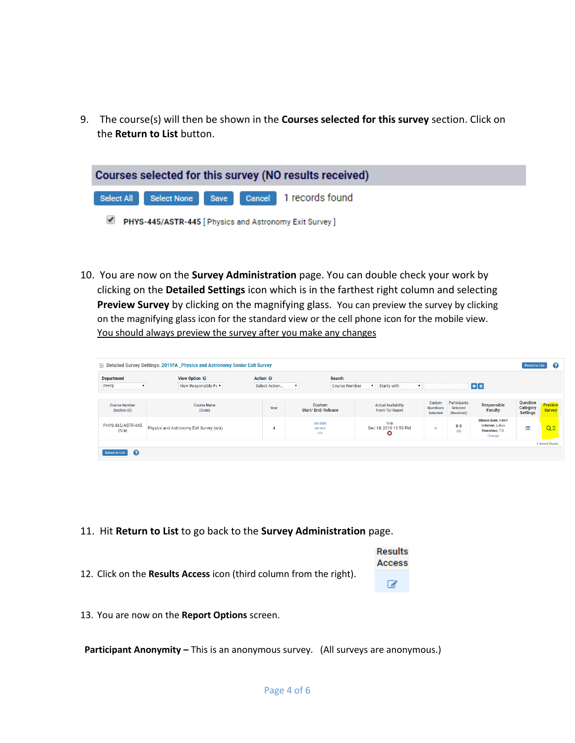9. The course(s) will then be shown in the **Courses selected for this survey** section. Click on the **Return to List** button.

Courses selected for this survey (NO results received)

Select All | Select None | Save | Cancel | 1 records found

☑ PHYS-445/ASTR-445 [ Physics and Astronomy Exit Survey ]

10. You are now on the **Survey Administration** page. You can double check your work by clicking on the **Detailed Settings** icon which is in the farthest right column and selecting **Preview Survey** by clicking on the magnifying glass. You can preview the survey by clicking on the magnifying glass icon for the standard view or the cell phone icon for the mobile view. <u>You should always preview the survey after you make any changes</u>

Detailed Survey Settings: 2019FA _Physics and Astronomy Senior Exit Survey

| Course Number (Section ID) | Course Name (Code) | Year | Custom Start/ End/ Release | Actual Availability From/ To/ Report | Custom Questions Selected | Participants Selected (Received) | Responsible Faculty | Question Category Settings | Preview Survey |
| --- | --- | --- | --- | --- | --- | --- | --- | --- | --- |
| PHYS-445/ASTR-445 (n/a) | Physics and Astronomy Exit Survey (n/a) | 4 | set start set end n/a | n/a Dec 18, 2019 11:59 PM | 0 | 3/3 (0) | Gibson-Even, Adam Leisman, Lukas Stanislaus, T.D. Change | | |

1 record found.

11. Hit **Return to List** to go back to the **Survey Administration** page.

12. Click on the **Results Access** icon (third column from the right).

Results Access

13. You are now on the **Report Options** screen.

**Participant Anonymity –** This is an anonymous survey. (All surveys are anonymous.)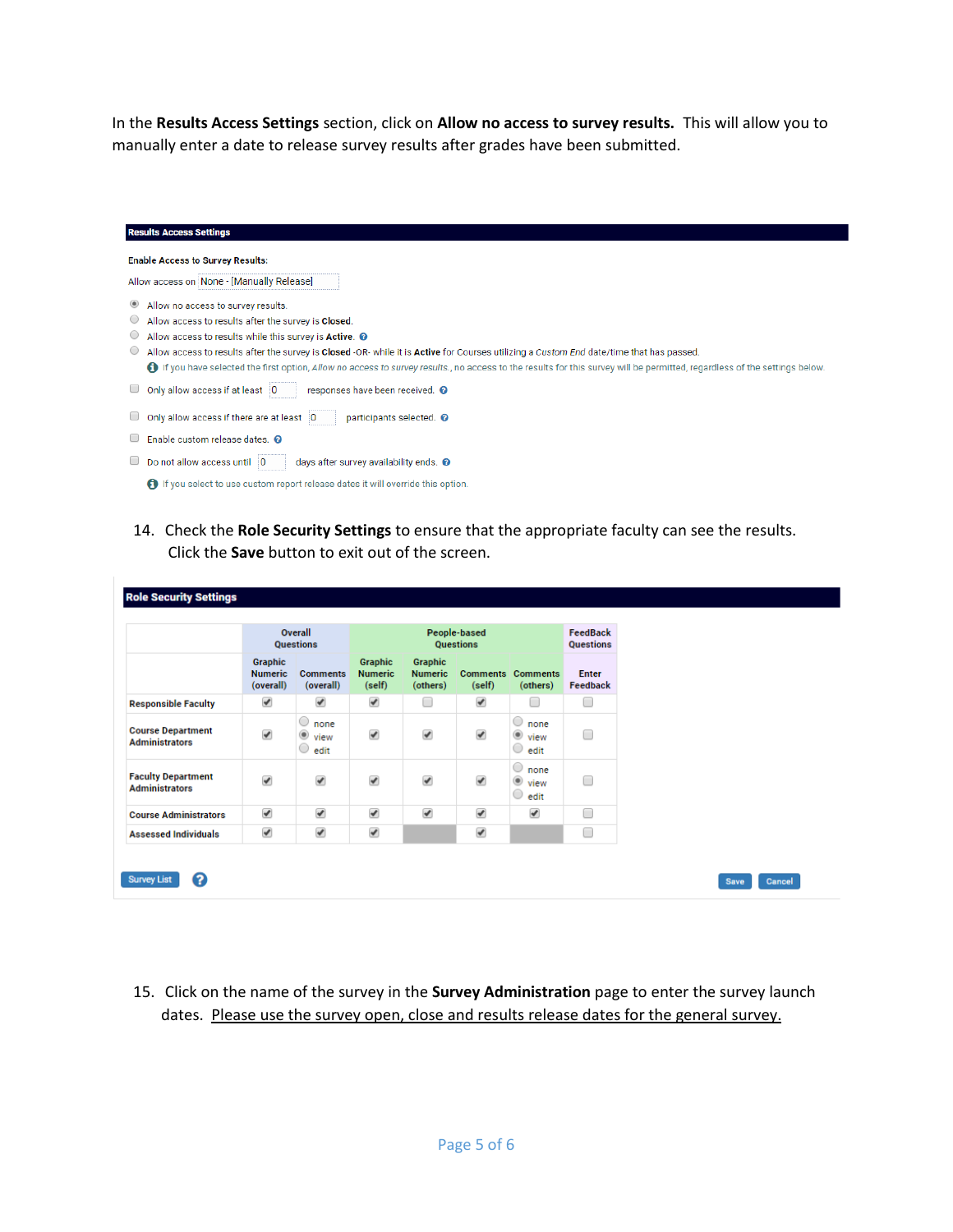In the **Results Access Settings** section, click on **Allow no access to survey results.** This will allow you to manually enter a date to release survey results after grades have been submitted.

**Results Access Settings**

**Enable Access to Survey Results:**

Allow access on None - [Manually Release]

- (●) Allow no access to survey results.
- ( ) Allow access to results after the survey is **Closed**.
- ( ) Allow access to results while this survey is **Active**.
- ( ) Allow access to results after the survey is **Closed** -OR- while it is **Active** for Courses utilizing a *Custom End* date/time that has passed.

If you have selected the first option, *Allow no access to survey results.*, no access to the results for this survey will be permitted, regardless of the settings below.

- [ ] Only allow access if at least 0 responses have been received.
- [ ] Only allow access if there are at least 0 participants selected.
- [ ] Enable custom release dates.
- [ ] Do not allow access until 0 days after survey availability ends.

If you select to use custom report release dates it will override this option.

14. Check the **Role Security Settings** to ensure that the appropriate faculty can see the results. Click the **Save** button to exit out of the screen.

**Role Security Settings**

| | Overall Questions | | People-based Questions | | | | FeedBack Questions |
|---|---|---|---|---|---|---|---|
| | Graphic Numeric (overall) | Comments (overall) | Graphic Numeric (self) | Graphic Numeric (others) | Comments (self) | Comments (others) | Enter Feedback |
| Responsible Faculty | ✔ | ✔ | ✔ | ☐ | ✔ | ☐ | ☐ |
| Course Department Administrators | ✔ | ( ) none (●) view ( ) edit | ✔ | ✔ | ✔ | ( ) none (●) view ( ) edit | ☐ |
| Faculty Department Administrators | ✔ | ✔ | ✔ | ✔ | ✔ | ( ) none (●) view ( ) edit | ☐ |
| Course Administrators | ✔ | ✔ | ✔ | ✔ | ✔ | ✔ | ☐ |
| Assessed Individuals | ✔ | ✔ | ✔ | | ✔ | | ☐ |

Survey List | Save | Cancel

15. Click on the name of the survey in the **Survey Administration** page to enter the survey launch dates. Please use the survey open, close and results release dates for the general survey.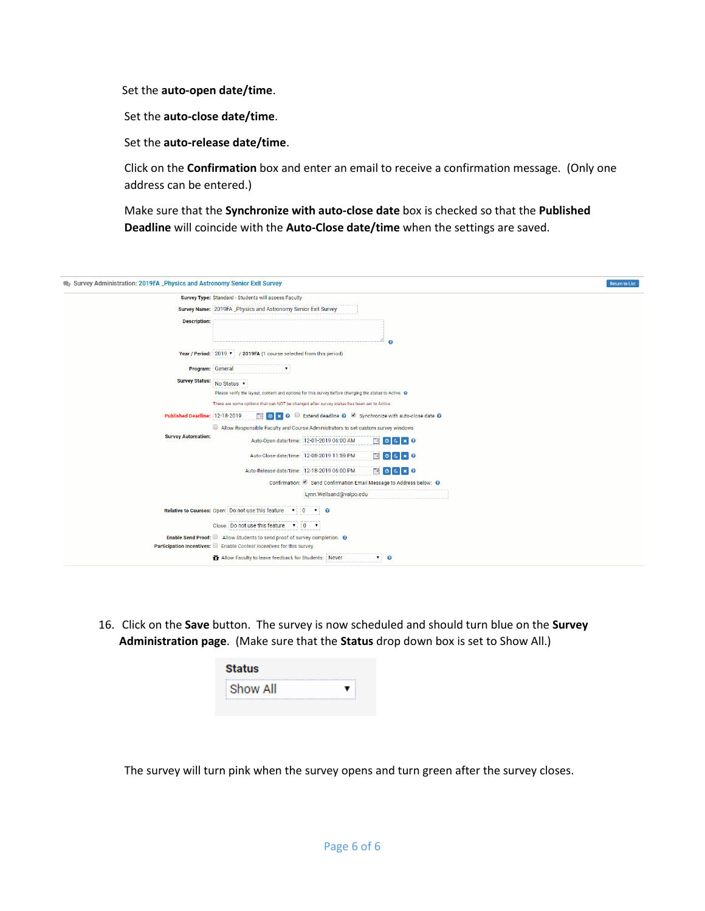Set the **auto-open date/time**.

Set the **auto-close date/time**.

Set the **auto-release date/time**.

Click on the **Confirmation** box and enter an email to receive a confirmation message. (Only one address can be entered.)

Make sure that the **Synchronize with auto-close date** box is checked so that the **Published Deadline** will coincide with the **Auto-Close date/time** when the settings are saved.

Survey Administration: 2019FA _Physics and Astronomy Senior Exit Survey

Return to List

Survey Type: Standard - Students will assess Faculty

Survey Name: 2019FA _Physics and Astronomy Senior Exit Survey

Description:

Year / Period: 2019 / 2019FA (1 course selected from this period)

Program: General

Survey Status: No Status

Please verify the layout, content and options for this survey before changing the status to Active.

There are some options that can NOT be changed after survey status has been set to Active.

Published Deadline: 12-18-2019 Extend deadline Synchronize with auto-close date

Allow Responsible Faculty and Course Administrators to set custom survey windows

Survey Automation:

Auto-Open date/time: 12-01-2019 06:00 AM

Auto-Close date/time: 12-08-2019 11:59 PM

Auto-Release date/time: 12-18-2019 06:00 PM

Confirmation: Send Confirmation Email Message to Address below:

Lynn.Wellsand@valpo.edu

Relative to Courses: Open: Do not use this feature 0

Close: Do not use this feature 0

Enable Send Proof: Allow Students to send proof of survey completion.

Participation Incentives: Enable *Contest Incentives* for this survey

Allow Faculty to leave feedback for Students: Never

16. Click on the **Save** button. The survey is now scheduled and should turn blue on the **Survey Administration page**. (Make sure that the **Status** drop down box is set to Show All.)

**Status**

Show All

The survey will turn pink when the survey opens and turn green after the survey closes.